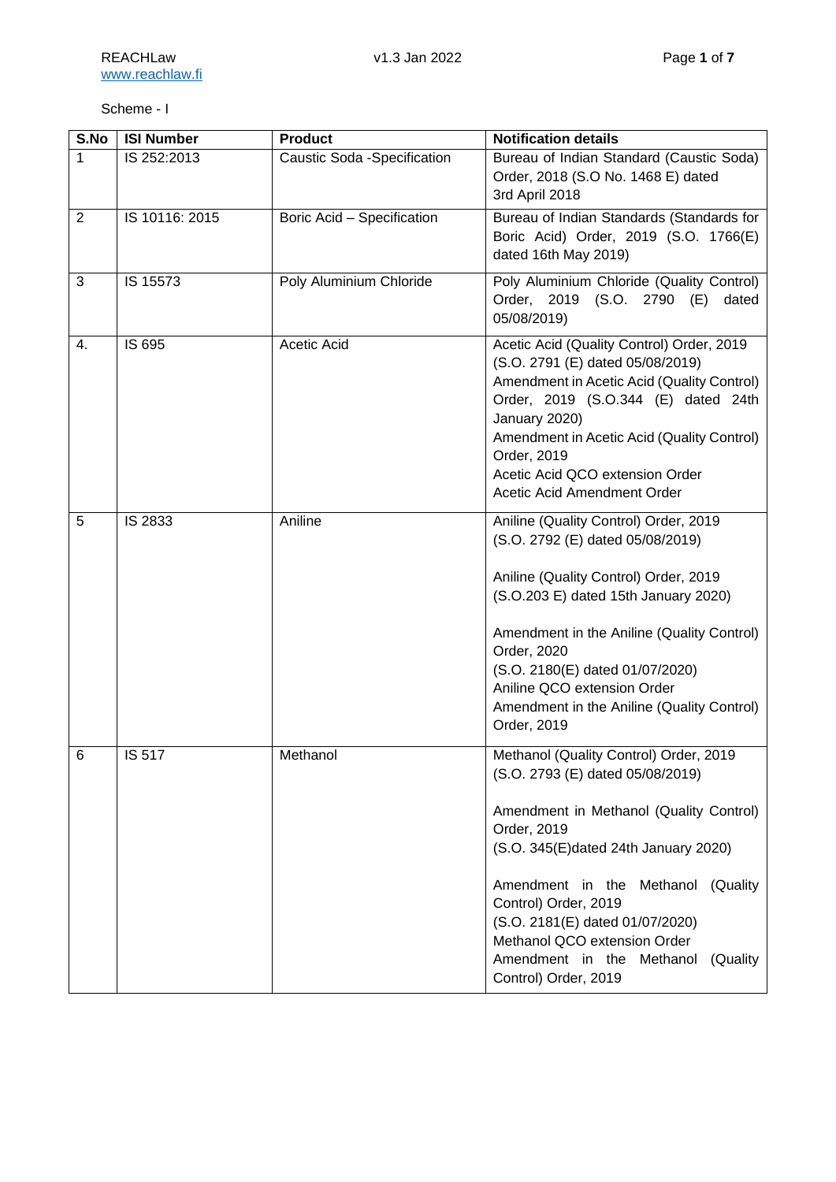Scheme - I

| S.No | ISI Number | Product | Notification details |
|---|---|---|---|
| 1 | IS 252:2013 | Caustic Soda -Specification | Bureau of Indian Standard (Caustic Soda) Order, 2018 (S.O No. 1468 E) dated 3rd April 2018 |
| 2 | IS 10116: 2015 | Boric Acid – Specification | Bureau of Indian Standards (Standards for Boric Acid) Order, 2019 (S.O. 1766(E) dated 16th May 2019) |
| 3 | IS 15573 | Poly Aluminium Chloride | Poly Aluminium Chloride (Quality Control) Order, 2019 (S.O. 2790 (E) dated 05/08/2019) |
| 4. | IS 695 | Acetic Acid | Acetic Acid (Quality Control) Order, 2019 (S.O. 2791 (E) dated 05/08/2019)<br>Amendment in Acetic Acid (Quality Control) Order, 2019 (S.O.344 (E) dated 24th January 2020)<br>Amendment in Acetic Acid (Quality Control) Order, 2019<br>Acetic Acid QCO extension Order<br>Acetic Acid Amendment Order |
| 5 | IS 2833 | Aniline | Aniline (Quality Control) Order, 2019 (S.O. 2792 (E) dated 05/08/2019)<br><br>Aniline (Quality Control) Order, 2019 (S.O.203 E) dated 15th January 2020)<br><br>Amendment in the Aniline (Quality Control) Order, 2020 (S.O. 2180(E) dated 01/07/2020)<br>Aniline QCO extension Order<br>Amendment in the Aniline (Quality Control) Order, 2019 |
| 6 | IS 517 | Methanol | Methanol (Quality Control) Order, 2019 (S.O. 2793 (E) dated 05/08/2019)<br><br>Amendment in Methanol (Quality Control) Order, 2019 (S.O. 345(E)dated 24th January 2020)<br><br>Amendment in the Methanol (Quality Control) Order, 2019 (S.O. 2181(E) dated 01/07/2020)<br>Methanol QCO extension Order<br>Amendment in the Methanol (Quality Control) Order, 2019 |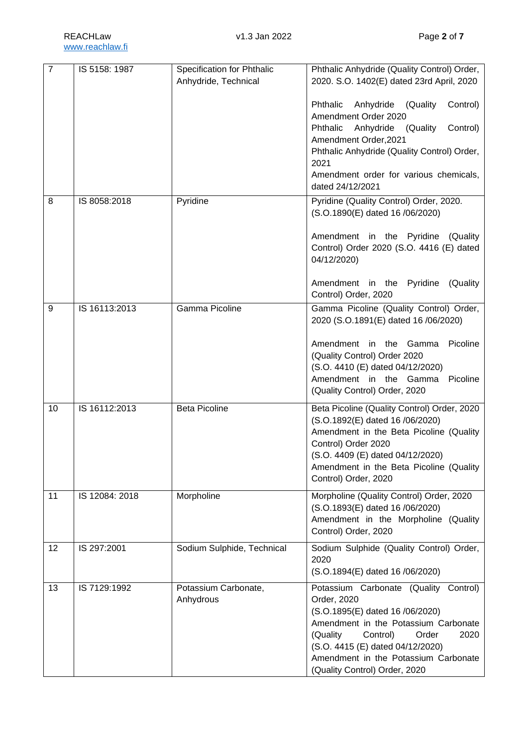| 7 | IS 5158: 1987 | Specification for Phthalic Anhydride, Technical | Phthalic Anhydride (Quality Control) Order, 2020. S.O. 1402(E) dated 23rd April, 2020<br><br>Phthalic Anhydride (Quality Control) Amendment Order 2020<br>Phthalic Anhydride (Quality Control) Amendment Order,2021<br>Phthalic Anhydride (Quality Control) Order, 2021<br>Amendment order for various chemicals, dated 24/12/2021 |
|---|---|---|---|
| 8 | IS 8058:2018 | Pyridine | Pyridine (Quality Control) Order, 2020. (S.O.1890(E) dated 16 /06/2020)<br><br>Amendment in the Pyridine (Quality Control) Order 2020 (S.O. 4416 (E) dated 04/12/2020)<br><br>Amendment in the Pyridine (Quality Control) Order, 2020 |
| 9 | IS 16113:2013 | Gamma Picoline | Gamma Picoline (Quality Control) Order, 2020 (S.O.1891(E) dated 16 /06/2020)<br><br>Amendment in the Gamma Picoline (Quality Control) Order 2020<br>(S.O. 4410 (E) dated 04/12/2020)<br>Amendment in the Gamma Picoline (Quality Control) Order, 2020 |
| 10 | IS 16112:2013 | Beta Picoline | Beta Picoline (Quality Control) Order, 2020 (S.O.1892(E) dated 16 /06/2020)<br>Amendment in the Beta Picoline (Quality Control) Order 2020<br>(S.O. 4409 (E) dated 04/12/2020)<br>Amendment in the Beta Picoline (Quality Control) Order, 2020 |
| 11 | IS 12084: 2018 | Morpholine | Morpholine (Quality Control) Order, 2020 (S.O.1893(E) dated 16 /06/2020)<br>Amendment in the Morpholine (Quality Control) Order, 2020 |
| 12 | IS 297:2001 | Sodium Sulphide, Technical | Sodium Sulphide (Quality Control) Order, 2020<br>(S.O.1894(E) dated 16 /06/2020) |
| 13 | IS 7129:1992 | Potassium Carbonate, Anhydrous | Potassium Carbonate (Quality Control) Order, 2020<br>(S.O.1895(E) dated 16 /06/2020)<br>Amendment in the Potassium Carbonate (Quality Control) Order 2020<br>(S.O. 4415 (E) dated 04/12/2020)<br>Amendment in the Potassium Carbonate (Quality Control) Order, 2020 |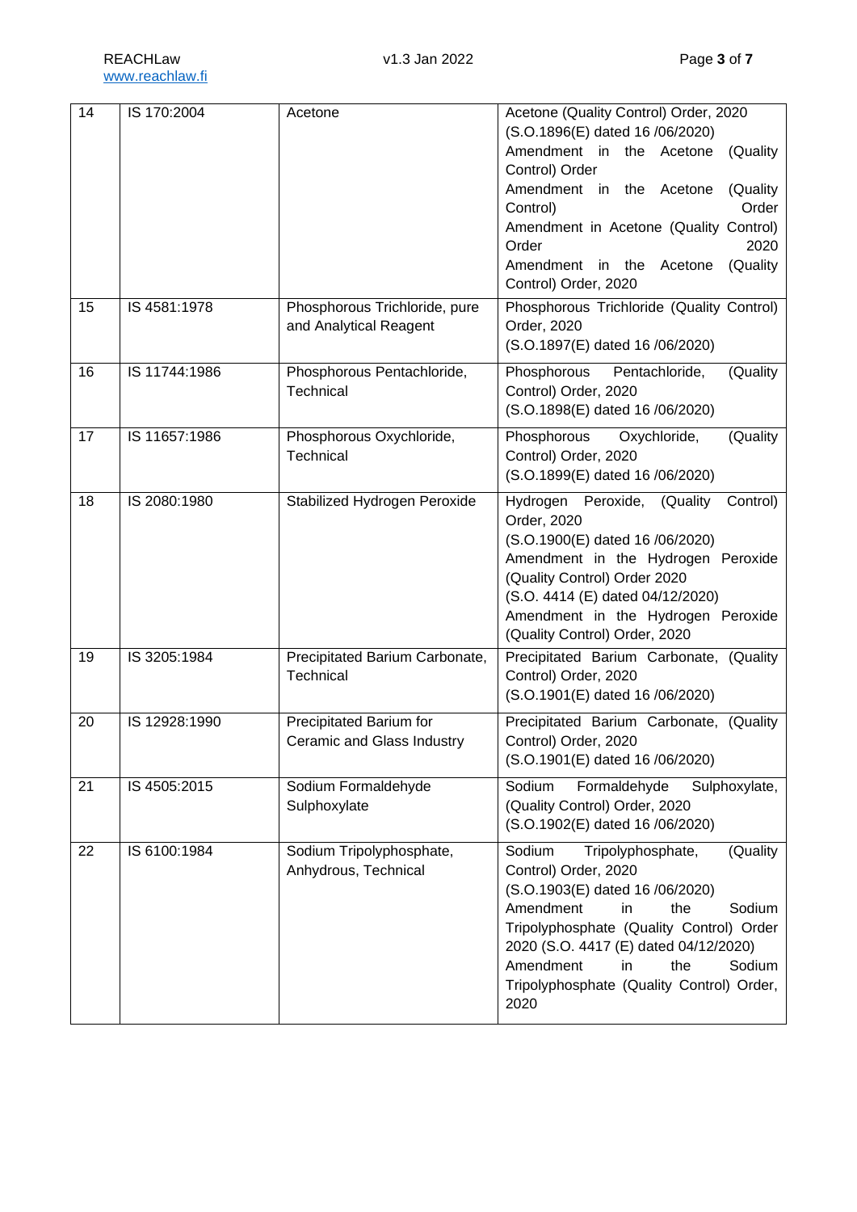| 14 | IS 170:2004 | Acetone | Acetone (Quality Control) Order, 2020 (S.O.1896(E) dated 16 /06/2020) Amendment in the Acetone (Quality Control) Order Amendment in the Acetone (Quality Control) Order Amendment in Acetone (Quality Control) Order 2020 Amendment in the Acetone (Quality Control) Order, 2020 |
|---|---|---|---|
| 15 | IS 4581:1978 | Phosphorous Trichloride, pure and Analytical Reagent | Phosphorous Trichloride (Quality Control) Order, 2020 (S.O.1897(E) dated 16 /06/2020) |
| 16 | IS 11744:1986 | Phosphorous Pentachloride, Technical | Phosphorous Pentachloride, (Quality Control) Order, 2020 (S.O.1898(E) dated 16 /06/2020) |
| 17 | IS 11657:1986 | Phosphorous Oxychloride, Technical | Phosphorous Oxychloride, (Quality Control) Order, 2020 (S.O.1899(E) dated 16 /06/2020) |
| 18 | IS 2080:1980 | Stabilized Hydrogen Peroxide | Hydrogen Peroxide, (Quality Control) Order, 2020 (S.O.1900(E) dated 16 /06/2020) Amendment in the Hydrogen Peroxide (Quality Control) Order 2020 (S.O. 4414 (E) dated 04/12/2020) Amendment in the Hydrogen Peroxide (Quality Control) Order, 2020 |
| 19 | IS 3205:1984 | Precipitated Barium Carbonate, Technical | Precipitated Barium Carbonate, (Quality Control) Order, 2020 (S.O.1901(E) dated 16 /06/2020) |
| 20 | IS 12928:1990 | Precipitated Barium for Ceramic and Glass Industry | Precipitated Barium Carbonate, (Quality Control) Order, 2020 (S.O.1901(E) dated 16 /06/2020) |
| 21 | IS 4505:2015 | Sodium Formaldehyde Sulphoxylate | Sodium Formaldehyde Sulphoxylate, (Quality Control) Order, 2020 (S.O.1902(E) dated 16 /06/2020) |
| 22 | IS 6100:1984 | Sodium Tripolyphosphate, Anhydrous, Technical | Sodium Tripolyphosphate, (Quality Control) Order, 2020 (S.O.1903(E) dated 16 /06/2020) Amendment in the Sodium Tripolyphosphate (Quality Control) Order 2020 (S.O. 4417 (E) dated 04/12/2020) Amendment in the Sodium Tripolyphosphate (Quality Control) Order, 2020 |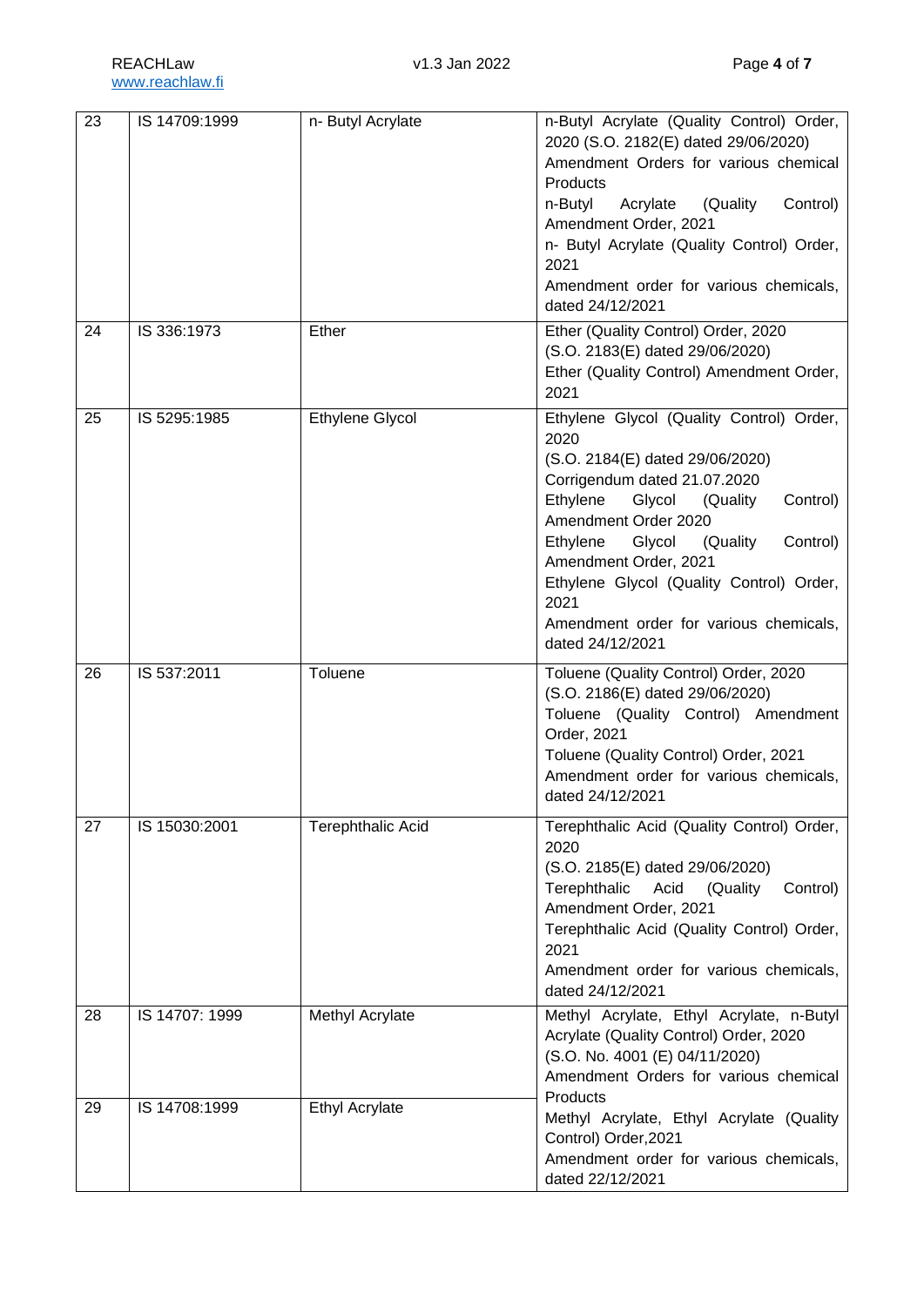| 23 | IS 14709:1999 | n- Butyl Acrylate | n-Butyl Acrylate (Quality Control) Order, 2020 (S.O. 2182(E) dated 29/06/2020)<br>Amendment Orders for various chemical Products<br>n-Butyl Acrylate (Quality Control) Amendment Order, 2021<br>n- Butyl Acrylate (Quality Control) Order, 2021<br>Amendment order for various chemicals, dated 24/12/2021 |
|---|---|---|---|
| 24 | IS 336:1973 | Ether | Ether (Quality Control) Order, 2020<br>(S.O. 2183(E) dated 29/06/2020)<br>Ether (Quality Control) Amendment Order, 2021 |
| 25 | IS 5295:1985 | Ethylene Glycol | Ethylene Glycol (Quality Control) Order, 2020<br>(S.O. 2184(E) dated 29/06/2020)<br>Corrigendum dated 21.07.2020<br>Ethylene Glycol (Quality Control) Amendment Order 2020<br>Ethylene Glycol (Quality Control) Amendment Order, 2021<br>Ethylene Glycol (Quality Control) Order, 2021<br>Amendment order for various chemicals, dated 24/12/2021 |
| 26 | IS 537:2011 | Toluene | Toluene (Quality Control) Order, 2020<br>(S.O. 2186(E) dated 29/06/2020)<br>Toluene (Quality Control) Amendment Order, 2021<br>Toluene (Quality Control) Order, 2021<br>Amendment order for various chemicals, dated 24/12/2021 |
| 27 | IS 15030:2001 | Terephthalic Acid | Terephthalic Acid (Quality Control) Order, 2020<br>(S.O. 2185(E) dated 29/06/2020)<br>Terephthalic Acid (Quality Control) Amendment Order, 2021<br>Terephthalic Acid (Quality Control) Order, 2021<br>Amendment order for various chemicals, dated 24/12/2021 |
| 28 | IS 14707: 1999 | Methyl Acrylate | Methyl Acrylate, Ethyl Acrylate, n-Butyl Acrylate (Quality Control) Order, 2020<br>(S.O. No. 4001 (E) 04/11/2020)<br>Amendment Orders for various chemical Products<br>Methyl Acrylate, Ethyl Acrylate (Quality Control) Order,2021<br>Amendment order for various chemicals, dated 22/12/2021 |
| 29 | IS 14708:1999 | Ethyl Acrylate | |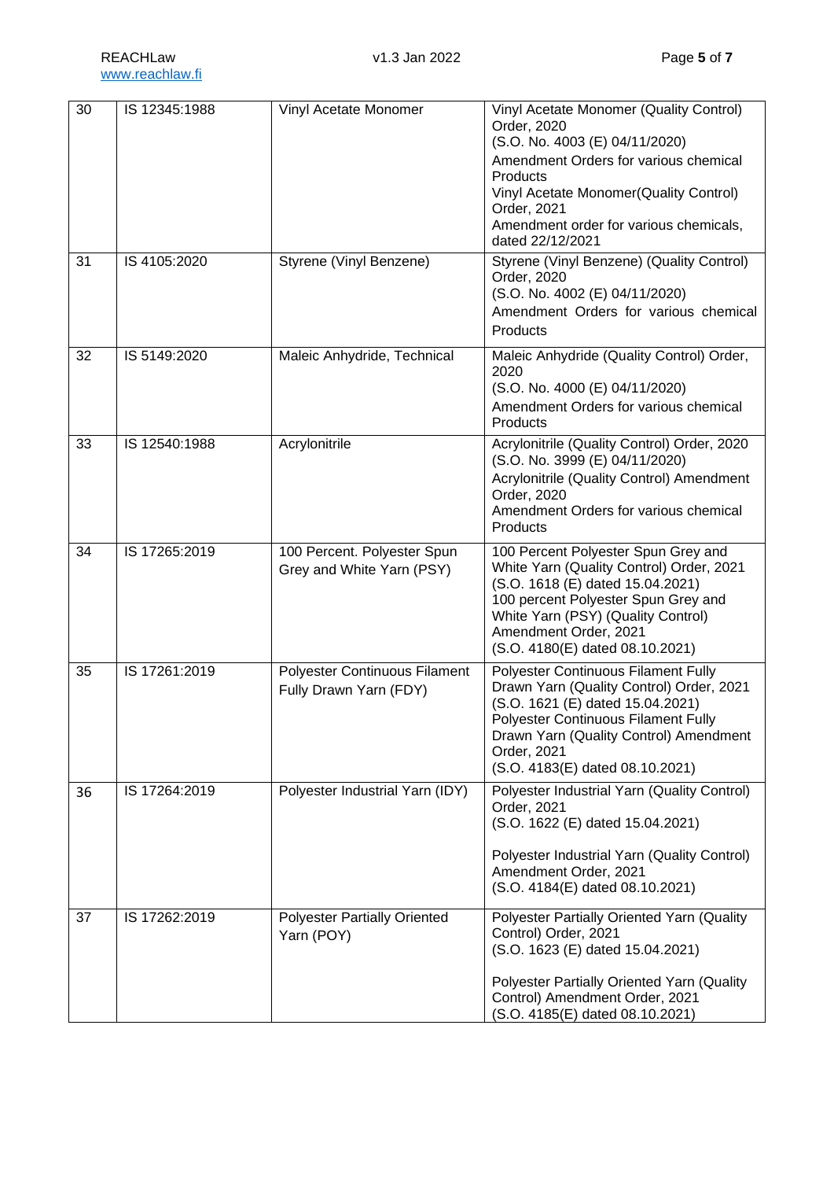| 30 | IS 12345:1988 | Vinyl Acetate Monomer | Vinyl Acetate Monomer (Quality Control) Order, 2020<br>(S.O. No. 4003 (E) 04/11/2020)<br>Amendment Orders for various chemical Products<br>Vinyl Acetate Monomer(Quality Control) Order, 2021<br>Amendment order for various chemicals, dated 22/12/2021 |
|---|---|---|---|
| 31 | IS 4105:2020 | Styrene (Vinyl Benzene) | Styrene (Vinyl Benzene) (Quality Control) Order, 2020<br>(S.O. No. 4002 (E) 04/11/2020)<br>Amendment Orders for various chemical Products |
| 32 | IS 5149:2020 | Maleic Anhydride, Technical | Maleic Anhydride (Quality Control) Order, 2020<br>(S.O. No. 4000 (E) 04/11/2020)<br>Amendment Orders for various chemical Products |
| 33 | IS 12540:1988 | Acrylonitrile | Acrylonitrile (Quality Control) Order, 2020<br>(S.O. No. 3999 (E) 04/11/2020)<br>Acrylonitrile (Quality Control) Amendment Order, 2020<br>Amendment Orders for various chemical Products |
| 34 | IS 17265:2019 | 100 Percent. Polyester Spun Grey and White Yarn (PSY) | 100 Percent Polyester Spun Grey and White Yarn (Quality Control) Order, 2021<br>(S.O. 1618 (E) dated 15.04.2021)<br>100 percent Polyester Spun Grey and White Yarn (PSY) (Quality Control) Amendment Order, 2021<br>(S.O. 4180(E) dated 08.10.2021) |
| 35 | IS 17261:2019 | Polyester Continuous Filament Fully Drawn Yarn (FDY) | Polyester Continuous Filament Fully Drawn Yarn (Quality Control) Order, 2021<br>(S.O. 1621 (E) dated 15.04.2021)<br>Polyester Continuous Filament Fully Drawn Yarn (Quality Control) Amendment Order, 2021<br>(S.O. 4183(E) dated 08.10.2021) |
| 36 | IS 17264:2019 | Polyester Industrial Yarn (IDY) | Polyester Industrial Yarn (Quality Control) Order, 2021<br>(S.O. 1622 (E) dated 15.04.2021)<br><br>Polyester Industrial Yarn (Quality Control) Amendment Order, 2021<br>(S.O. 4184(E) dated 08.10.2021) |
| 37 | IS 17262:2019 | Polyester Partially Oriented Yarn (POY) | Polyester Partially Oriented Yarn (Quality Control) Order, 2021<br>(S.O. 1623 (E) dated 15.04.2021)<br><br>Polyester Partially Oriented Yarn (Quality Control) Amendment Order, 2021<br>(S.O. 4185(E) dated 08.10.2021) |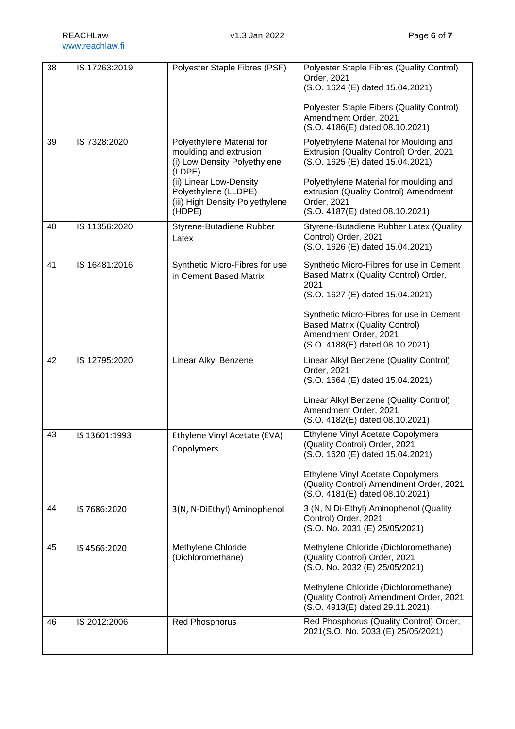| 38 | IS 17263:2019 | Polyester Staple Fibres (PSF) | Polyester Staple Fibres (Quality Control) Order, 2021<br>(S.O. 1624 (E) dated 15.04.2021)<br><br>Polyester Staple Fibers (Quality Control) Amendment Order, 2021<br>(S.O. 4186(E) dated 08.10.2021) |
|---|---|---|---|
| 39 | IS 7328:2020 | Polyethylene Material for moulding and extrusion<br>(i) Low Density Polyethylene (LDPE)<br>(ii) Linear Low-Density Polyethylene (LLDPE)<br>(iii) High Density Polyethylene (HDPE) | Polyethylene Material for Moulding and Extrusion (Quality Control) Order, 2021<br>(S.O. 1625 (E) dated 15.04.2021)<br><br>Polyethylene Material for moulding and extrusion (Quality Control) Amendment Order, 2021<br>(S.O. 4187(E) dated 08.10.2021) |
| 40 | IS 11356:2020 | Styrene-Butadiene Rubber Latex | Styrene-Butadiene Rubber Latex (Quality Control) Order, 2021<br>(S.O. 1626 (E) dated 15.04.2021) |
| 41 | IS 16481:2016 | Synthetic Micro-Fibres for use in Cement Based Matrix | Synthetic Micro-Fibres for use in Cement Based Matrix (Quality Control) Order, 2021<br>(S.O. 1627 (E) dated 15.04.2021)<br><br>Synthetic Micro-Fibres for use in Cement Based Matrix (Quality Control) Amendment Order, 2021<br>(S.O. 4188(E) dated 08.10.2021) |
| 42 | IS 12795:2020 | Linear Alkyl Benzene | Linear Alkyl Benzene (Quality Control) Order, 2021<br>(S.O. 1664 (E) dated 15.04.2021)<br><br>Linear Alkyl Benzene (Quality Control) Amendment Order, 2021<br>(S.O. 4182(E) dated 08.10.2021) |
| 43 | IS 13601:1993 | Ethylene Vinyl Acetate (EVA) Copolymers | Ethylene Vinyl Acetate Copolymers (Quality Control) Order, 2021<br>(S.O. 1620 (E) dated 15.04.2021)<br><br>Ethylene Vinyl Acetate Copolymers (Quality Control) Amendment Order, 2021<br>(S.O. 4181(E) dated 08.10.2021) |
| 44 | IS 7686:2020 | 3(N, N-DiEthyl) Aminophenol | 3 (N, N Di-Ethyl) Aminophenol (Quality Control) Order, 2021<br>(S.O. No. 2031 (E) 25/05/2021) |
| 45 | IS 4566:2020 | Methylene Chloride (Dichloromethane) | Methylene Chloride (Dichloromethane) (Quality Control) Order, 2021<br>(S.O. No. 2032 (E) 25/05/2021)<br><br>Methylene Chloride (Dichloromethane) (Quality Control) Amendment Order, 2021<br>(S.O. 4913(E) dated 29.11.2021) |
| 46 | IS 2012:2006 | Red Phosphorus | Red Phosphorus (Quality Control) Order, 2021(S.O. No. 2033 (E) 25/05/2021) |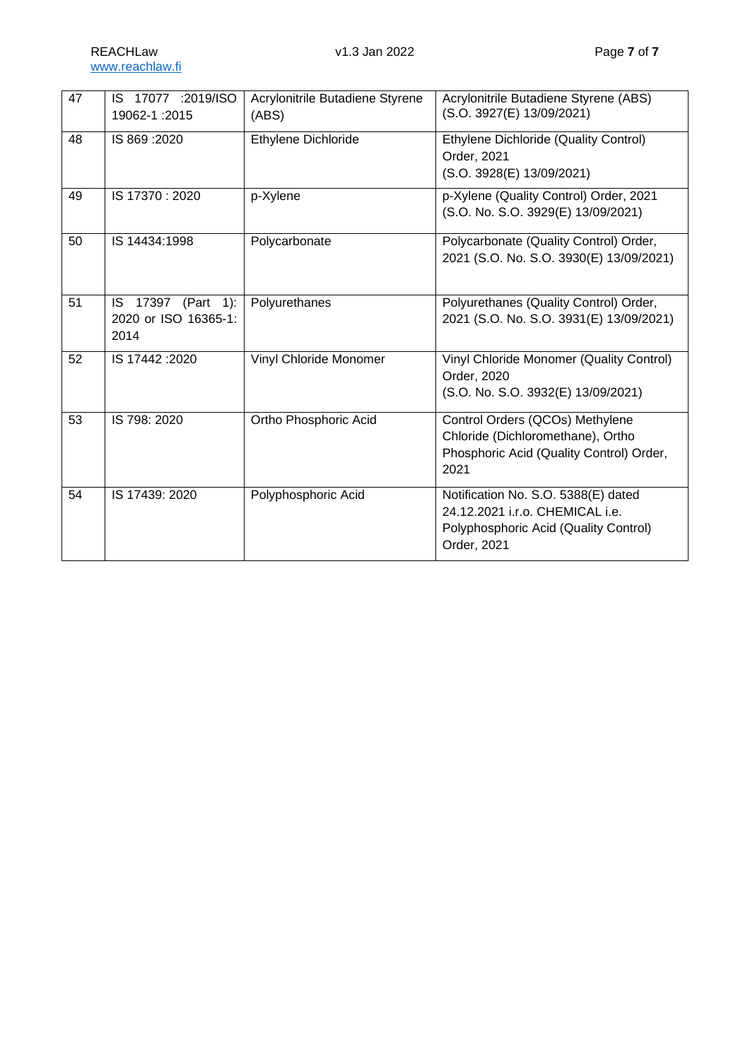| | | | |
|---|---|---|---|
| 47 | IS 17077 :2019/ISO 19062-1 :2015 | Acrylonitrile Butadiene Styrene (ABS) | Acrylonitrile Butadiene Styrene (ABS) (S.O. 3927(E) 13/09/2021) |
| 48 | IS 869 :2020 | Ethylene Dichloride | Ethylene Dichloride (Quality Control) Order, 2021 (S.O. 3928(E) 13/09/2021) |
| 49 | IS 17370 : 2020 | p-Xylene | p-Xylene (Quality Control) Order, 2021 (S.O. No. S.O. 3929(E) 13/09/2021) |
| 50 | IS 14434:1998 | Polycarbonate | Polycarbonate (Quality Control) Order, 2021 (S.O. No. S.O. 3930(E) 13/09/2021) |
| 51 | IS 17397 (Part 1): 2020 or ISO 16365-1: 2014 | Polyurethanes | Polyurethanes (Quality Control) Order, 2021 (S.O. No. S.O. 3931(E) 13/09/2021) |
| 52 | IS 17442 :2020 | Vinyl Chloride Monomer | Vinyl Chloride Monomer (Quality Control) Order, 2020 (S.O. No. S.O. 3932(E) 13/09/2021) |
| 53 | IS 798: 2020 | Ortho Phosphoric Acid | Control Orders (QCOs) Methylene Chloride (Dichloromethane), Ortho Phosphoric Acid (Quality Control) Order, 2021 |
| 54 | IS 17439: 2020 | Polyphosphoric Acid | Notification No. S.O. 5388(E) dated 24.12.2021 i.r.o. CHEMICAL i.e. Polyphosphoric Acid (Quality Control) Order, 2021 |